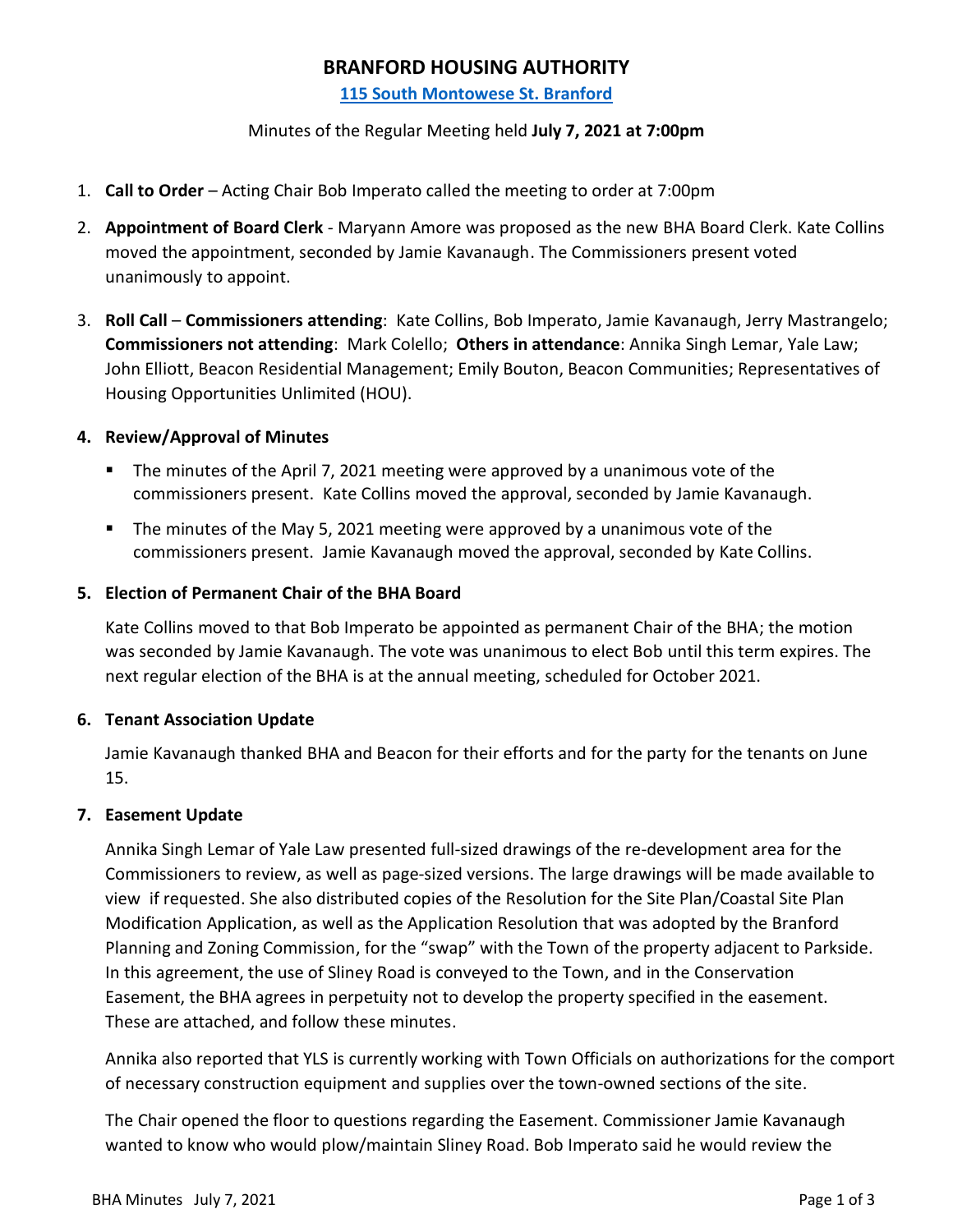# BRANFORD HOUSING AUTHORITY

**115 South Montowese St. Branford**

Minutes of the Regular Meeting held **July 7, 2021 at 7:00pm**

1. **Call to Order** – Acting Chair Bob Imperato called the meeting to order at 7:00pm

2. **Appointment of Board Clerk** - Maryann Amore was proposed as the new BHA Board Clerk. Kate Collins moved the appointment, seconded by Jamie Kavanaugh. The Commissioners present voted unanimously to appoint.

3. **Roll Call** – **Commissioners attending**: Kate Collins, Bob Imperato, Jamie Kavanaugh, Jerry Mastrangelo; **Commissioners not attending**: Mark Colello; **Others in attendance**: Annika Singh Lemar, Yale Law; John Elliott, Beacon Residential Management; Emily Bouton, Beacon Communities; Representatives of Housing Opportunities Unlimited (HOU).

4. **Review/Approval of Minutes**

   - The minutes of the April 7, 2021 meeting were approved by a unanimous vote of the commissioners present. Kate Collins moved the approval, seconded by Jamie Kavanaugh.
   - The minutes of the May 5, 2021 meeting were approved by a unanimous vote of the commissioners present. Jamie Kavanaugh moved the approval, seconded by Kate Collins.

5. **Election of Permanent Chair of the BHA Board**

   Kate Collins moved to that Bob Imperato be appointed as permanent Chair of the BHA; the motion was seconded by Jamie Kavanaugh. The vote was unanimous to elect Bob until this term expires. The next regular election of the BHA is at the annual meeting, scheduled for October 2021.

6. **Tenant Association Update**

   Jamie Kavanaugh thanked BHA and Beacon for their efforts and for the party for the tenants on June 15.

7. **Easement Update**

   Annika Singh Lemar of Yale Law presented full-sized drawings of the re-development area for the Commissioners to review, as well as page-sized versions. The large drawings will be made available to view if requested. She also distributed copies of the Resolution for the Site Plan/Coastal Site Plan Modification Application, as well as the Application Resolution that was adopted by the Branford Planning and Zoning Commission, for the "swap" with the Town of the property adjacent to Parkside. In this agreement, the use of Sliney Road is conveyed to the Town, and in the Conservation Easement, the BHA agrees in perpetuity not to develop the property specified in the easement. These are attached, and follow these minutes.

   Annika also reported that YLS is currently working with Town Officials on authorizations for the comport of necessary construction equipment and supplies over the town-owned sections of the site.

   The Chair opened the floor to questions regarding the Easement. Commissioner Jamie Kavanaugh wanted to know who would plow/maintain Sliney Road. Bob Imperato said he would review the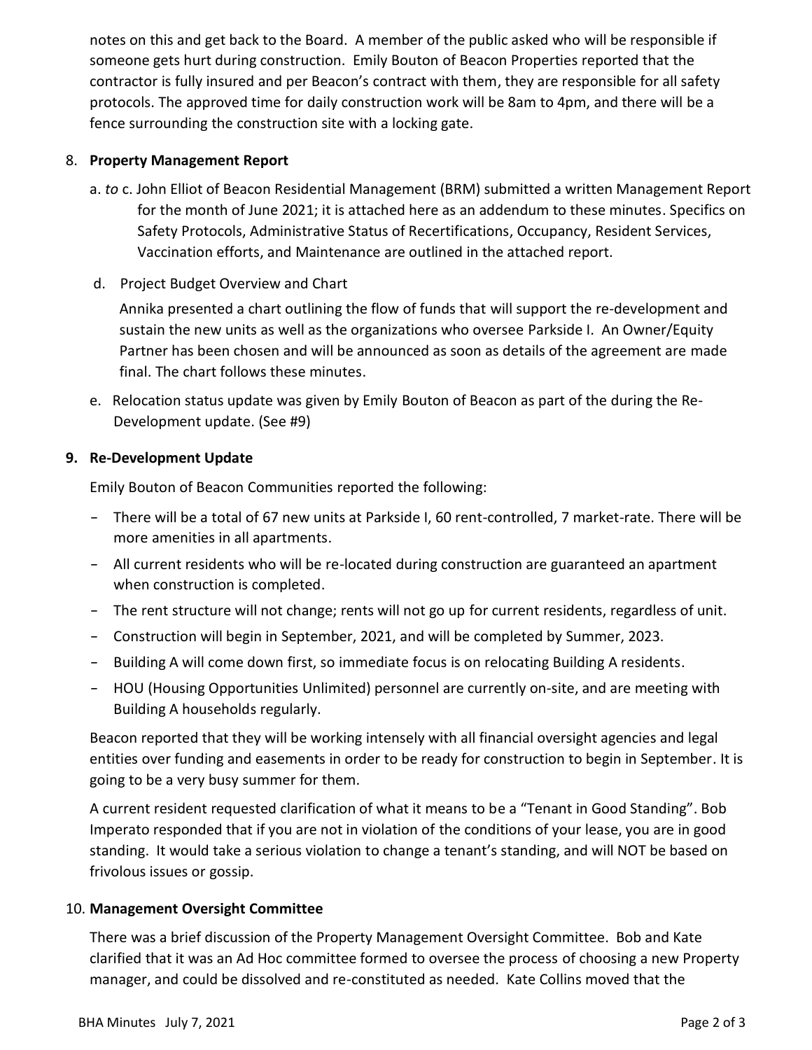notes on this and get back to the Board. A member of the public asked who will be responsible if someone gets hurt during construction. Emily Bouton of Beacon Properties reported that the contractor is fully insured and per Beacon's contract with them, they are responsible for all safety protocols. The approved time for daily construction work will be 8am to 4pm, and there will be a fence surrounding the construction site with a locking gate.

8. **Property Management Report**

   a. *to* c. John Elliot of Beacon Residential Management (BRM) submitted a written Management Report for the month of June 2021; it is attached here as an addendum to these minutes. Specifics on Safety Protocols, Administrative Status of Recertifications, Occupancy, Resident Services, Vaccination efforts, and Maintenance are outlined in the attached report.

   d. Project Budget Overview and Chart

   Annika presented a chart outlining the flow of funds that will support the re-development and sustain the new units as well as the organizations who oversee Parkside I. An Owner/Equity Partner has been chosen and will be announced as soon as details of the agreement are made final. The chart follows these minutes.

   e. Relocation status update was given by Emily Bouton of Beacon as part of the during the Re-Development update. (See #9)

9. **Re-Development Update**

   Emily Bouton of Beacon Communities reported the following:

   - There will be a total of 67 new units at Parkside I, 60 rent-controlled, 7 market-rate. There will be more amenities in all apartments.
   - All current residents who will be re-located during construction are guaranteed an apartment when construction is completed.
   - The rent structure will not change; rents will not go up for current residents, regardless of unit.
   - Construction will begin in September, 2021, and will be completed by Summer, 2023.
   - Building A will come down first, so immediate focus is on relocating Building A residents.
   - HOU (Housing Opportunities Unlimited) personnel are currently on-site, and are meeting with Building A households regularly.

   Beacon reported that they will be working intensely with all financial oversight agencies and legal entities over funding and easements in order to be ready for construction to begin in September. It is going to be a very busy summer for them.

   A current resident requested clarification of what it means to be a "Tenant in Good Standing". Bob Imperato responded that if you are not in violation of the conditions of your lease, you are in good standing. It would take a serious violation to change a tenant's standing, and will NOT be based on frivolous issues or gossip.

10. **Management Oversight Committee**

    There was a brief discussion of the Property Management Oversight Committee. Bob and Kate clarified that it was an Ad Hoc committee formed to oversee the process of choosing a new Property manager, and could be dissolved and re-constituted as needed. Kate Collins moved that the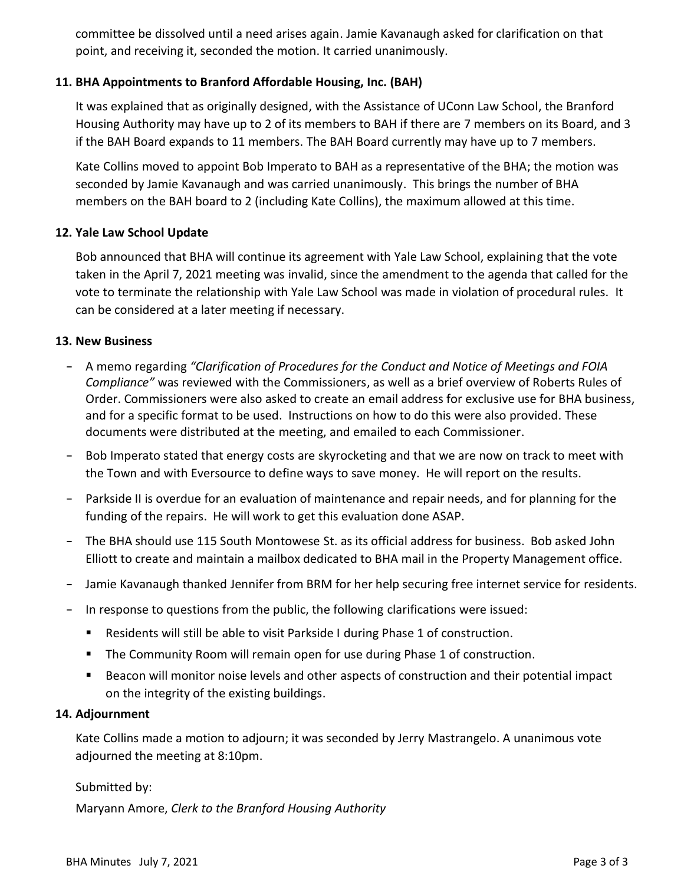committee be dissolved until a need arises again. Jamie Kavanaugh asked for clarification on that point, and receiving it, seconded the motion. It carried unanimously.

**11. BHA Appointments to Branford Affordable Housing, Inc. (BAH)**

It was explained that as originally designed, with the Assistance of UConn Law School, the Branford Housing Authority may have up to 2 of its members to BAH if there are 7 members on its Board, and 3 if the BAH Board expands to 11 members. The BAH Board currently may have up to 7 members.

Kate Collins moved to appoint Bob Imperato to BAH as a representative of the BHA; the motion was seconded by Jamie Kavanaugh and was carried unanimously. This brings the number of BHA members on the BAH board to 2 (including Kate Collins), the maximum allowed at this time.

**12. Yale Law School Update**

Bob announced that BHA will continue its agreement with Yale Law School, explaining that the vote taken in the April 7, 2021 meeting was invalid, since the amendment to the agenda that called for the vote to terminate the relationship with Yale Law School was made in violation of procedural rules. It can be considered at a later meeting if necessary.

**13. New Business**

- A memo regarding *"Clarification of Procedures for the Conduct and Notice of Meetings and FOIA Compliance"* was reviewed with the Commissioners, as well as a brief overview of Roberts Rules of Order. Commissioners were also asked to create an email address for exclusive use for BHA business, and for a specific format to be used. Instructions on how to do this were also provided. These documents were distributed at the meeting, and emailed to each Commissioner.
- Bob Imperato stated that energy costs are skyrocketing and that we are now on track to meet with the Town and with Eversource to define ways to save money. He will report on the results.
- Parkside II is overdue for an evaluation of maintenance and repair needs, and for planning for the funding of the repairs. He will work to get this evaluation done ASAP.
- The BHA should use 115 South Montowese St. as its official address for business. Bob asked John Elliott to create and maintain a mailbox dedicated to BHA mail in the Property Management office.
- Jamie Kavanaugh thanked Jennifer from BRM for her help securing free internet service for residents.
- In response to questions from the public, the following clarifications were issued:
  - Residents will still be able to visit Parkside I during Phase 1 of construction.
  - The Community Room will remain open for use during Phase 1 of construction.
  - Beacon will monitor noise levels and other aspects of construction and their potential impact on the integrity of the existing buildings.

**14. Adjournment**

Kate Collins made a motion to adjourn; it was seconded by Jerry Mastrangelo. A unanimous vote adjourned the meeting at 8:10pm.

Submitted by:

Maryann Amore, *Clerk to the Branford Housing Authority*